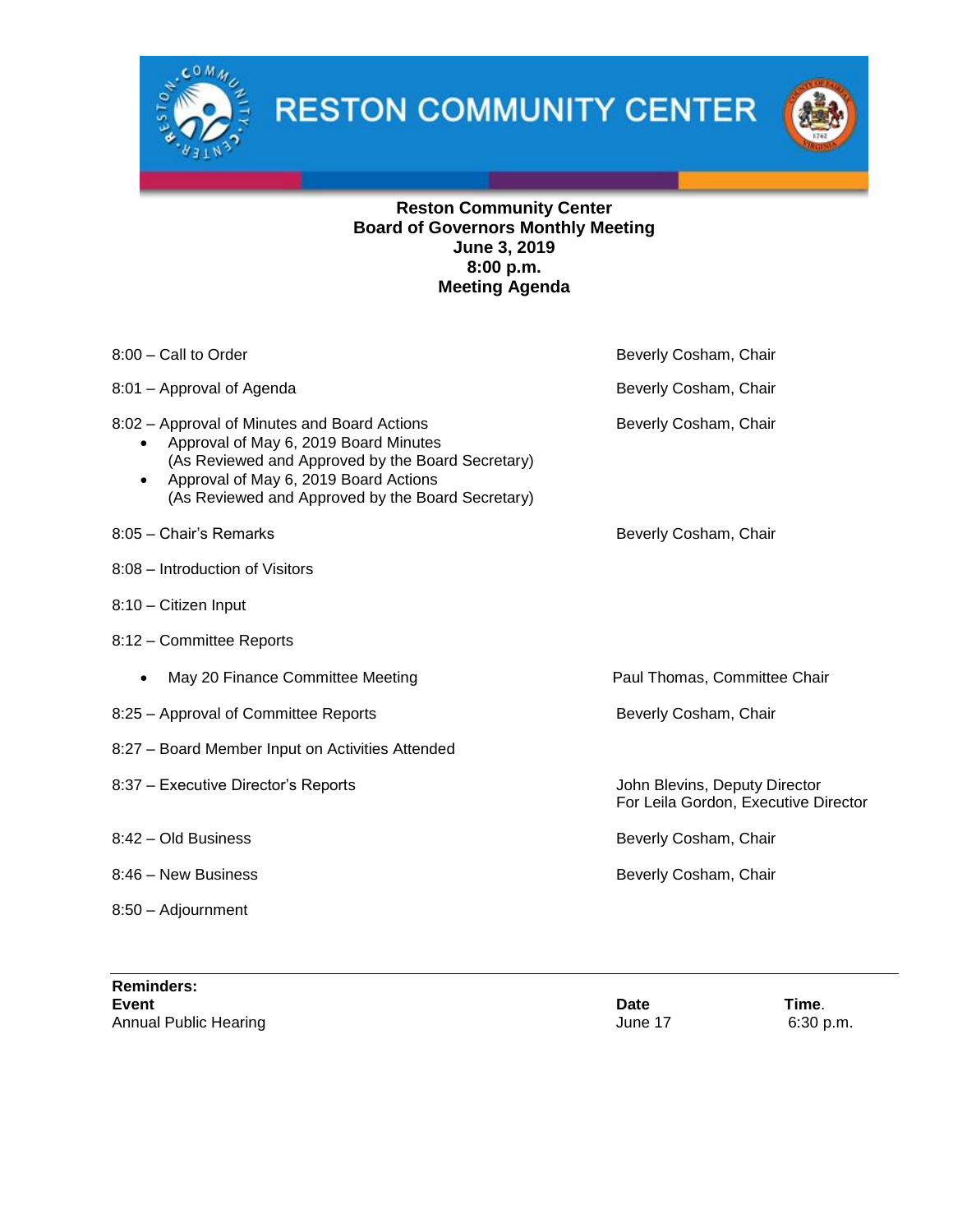# RESTON COMMUNITY CENTER

**Reston Community Center**
**Board of Governors Monthly Meeting**
**June 3, 2019**
**8:00 p.m.**
**Meeting Agenda**

| | |
|---|---|
| 8:00 – Call to Order | Beverly Cosham, Chair |
| 8:01 – Approval of Agenda | Beverly Cosham, Chair |
| 8:02 – Approval of Minutes and Board Actions<br>• Approval of May 6, 2019 Board Minutes (As Reviewed and Approved by the Board Secretary)<br>• Approval of May 6, 2019 Board Actions (As Reviewed and Approved by the Board Secretary) | Beverly Cosham, Chair |
| 8:05 – Chair's Remarks | Beverly Cosham, Chair |
| 8:08 – Introduction of Visitors | |
| 8:10 – Citizen Input | |
| 8:12 – Committee Reports | |
| • May 20 Finance Committee Meeting | Paul Thomas, Committee Chair |
| 8:25 – Approval of Committee Reports | Beverly Cosham, Chair |
| 8:27 – Board Member Input on Activities Attended | |
| 8:37 – Executive Director's Reports | John Blevins, Deputy Director For Leila Gordon, Executive Director |
| 8:42 – Old Business | Beverly Cosham, Chair |
| 8:46 – New Business | Beverly Cosham, Chair |
| 8:50 – Adjournment | |

**Reminders:**

| **Event** | **Date** | **Time**. |
|---|---|---|
| Annual Public Hearing | June 17 | 6:30 p.m. |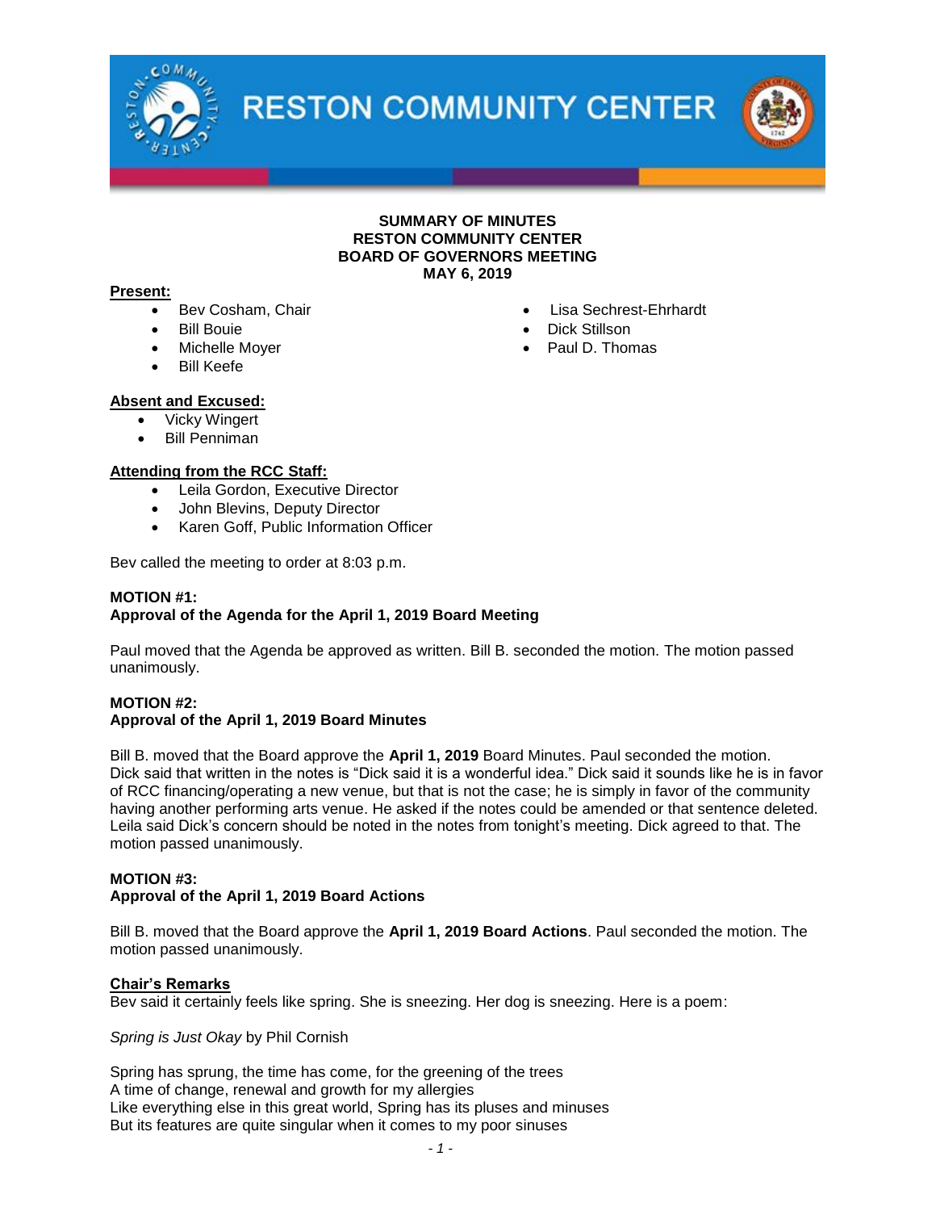# SUMMARY OF MINUTES
# RESTON COMMUNITY CENTER
# BOARD OF GOVERNORS MEETING
# MAY 6, 2019

**Present:**

- Bev Cosham, Chair
- Bill Bouie
- Michelle Moyer
- Bill Keefe
- Lisa Sechrest-Ehrhardt
- Dick Stillson
- Paul D. Thomas

**Absent and Excused:**

- Vicky Wingert
- Bill Penniman

**Attending from the RCC Staff:**

- Leila Gordon, Executive Director
- John Blevins, Deputy Director
- Karen Goff, Public Information Officer

Bev called the meeting to order at 8:03 p.m.

**MOTION #1:**
**Approval of the Agenda for the April 1, 2019 Board Meeting**

Paul moved that the Agenda be approved as written. Bill B. seconded the motion. The motion passed unanimously.

**MOTION #2:**
**Approval of the April 1, 2019 Board Minutes**

Bill B. moved that the Board approve the **April 1, 2019** Board Minutes. Paul seconded the motion. Dick said that written in the notes is "Dick said it is a wonderful idea." Dick said it sounds like he is in favor of RCC financing/operating a new venue, but that is not the case; he is simply in favor of the community having another performing arts venue. He asked if the notes could be amended or that sentence deleted. Leila said Dick's concern should be noted in the notes from tonight's meeting. Dick agreed to that. The motion passed unanimously.

**MOTION #3:**
**Approval of the April 1, 2019 Board Actions**

Bill B. moved that the Board approve the **April 1, 2019 Board Actions**. Paul seconded the motion. The motion passed unanimously.

**Chair's Remarks**

Bev said it certainly feels like spring. She is sneezing. Her dog is sneezing. Here is a poem:

*Spring is Just Okay* by Phil Cornish

Spring has sprung, the time has come, for the greening of the trees
A time of change, renewal and growth for my allergies
Like everything else in this great world, Spring has its pluses and minuses
But its features are quite singular when it comes to my poor sinuses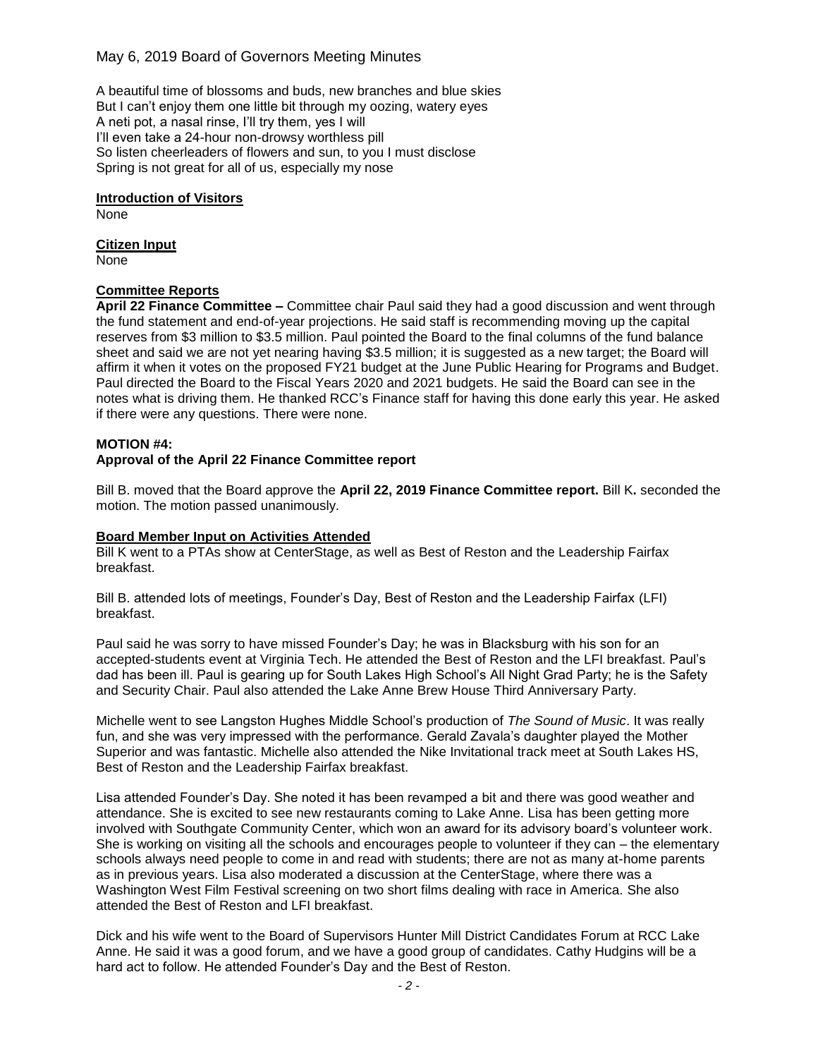A beautiful time of blossoms and buds, new branches and blue skies
But I can't enjoy them one little bit through my oozing, watery eyes
A neti pot, a nasal rinse, I'll try them, yes I will
I'll even take a 24-hour non-drowsy worthless pill
So listen cheerleaders of flowers and sun, to you I must disclose
Spring is not great for all of us, especially my nose

**Introduction of Visitors**

None

**Citizen Input**

None

**Committee Reports**

**April 22 Finance Committee –** Committee chair Paul said they had a good discussion and went through the fund statement and end-of-year projections. He said staff is recommending moving up the capital reserves from $3 million to $3.5 million. Paul pointed the Board to the final columns of the fund balance sheet and said we are not yet nearing having $3.5 million; it is suggested as a new target; the Board will affirm it when it votes on the proposed FY21 budget at the June Public Hearing for Programs and Budget. Paul directed the Board to the Fiscal Years 2020 and 2021 budgets. He said the Board can see in the notes what is driving them. He thanked RCC's Finance staff for having this done early this year. He asked if there were any questions. There were none.

**MOTION #4:**
**Approval of the April 22 Finance Committee report**

Bill B. moved that the Board approve the **April 22, 2019 Finance Committee report.** Bill K**.** seconded the motion. The motion passed unanimously.

**Board Member Input on Activities Attended**

Bill K went to a PTAs show at CenterStage, as well as Best of Reston and the Leadership Fairfax breakfast.

Bill B. attended lots of meetings, Founder's Day, Best of Reston and the Leadership Fairfax (LFI) breakfast.

Paul said he was sorry to have missed Founder's Day; he was in Blacksburg with his son for an accepted-students event at Virginia Tech. He attended the Best of Reston and the LFI breakfast. Paul's dad has been ill. Paul is gearing up for South Lakes High School's All Night Grad Party; he is the Safety and Security Chair. Paul also attended the Lake Anne Brew House Third Anniversary Party.

Michelle went to see Langston Hughes Middle School's production of *The Sound of Music*. It was really fun, and she was very impressed with the performance. Gerald Zavala's daughter played the Mother Superior and was fantastic. Michelle also attended the Nike Invitational track meet at South Lakes HS, Best of Reston and the Leadership Fairfax breakfast.

Lisa attended Founder's Day. She noted it has been revamped a bit and there was good weather and attendance. She is excited to see new restaurants coming to Lake Anne. Lisa has been getting more involved with Southgate Community Center, which won an award for its advisory board's volunteer work. She is working on visiting all the schools and encourages people to volunteer if they can – the elementary schools always need people to come in and read with students; there are not as many at-home parents as in previous years. Lisa also moderated a discussion at the CenterStage, where there was a Washington West Film Festival screening on two short films dealing with race in America. She also attended the Best of Reston and LFI breakfast.

Dick and his wife went to the Board of Supervisors Hunter Mill District Candidates Forum at RCC Lake Anne. He said it was a good forum, and we have a good group of candidates. Cathy Hudgins will be a hard act to follow. He attended Founder's Day and the Best of Reston.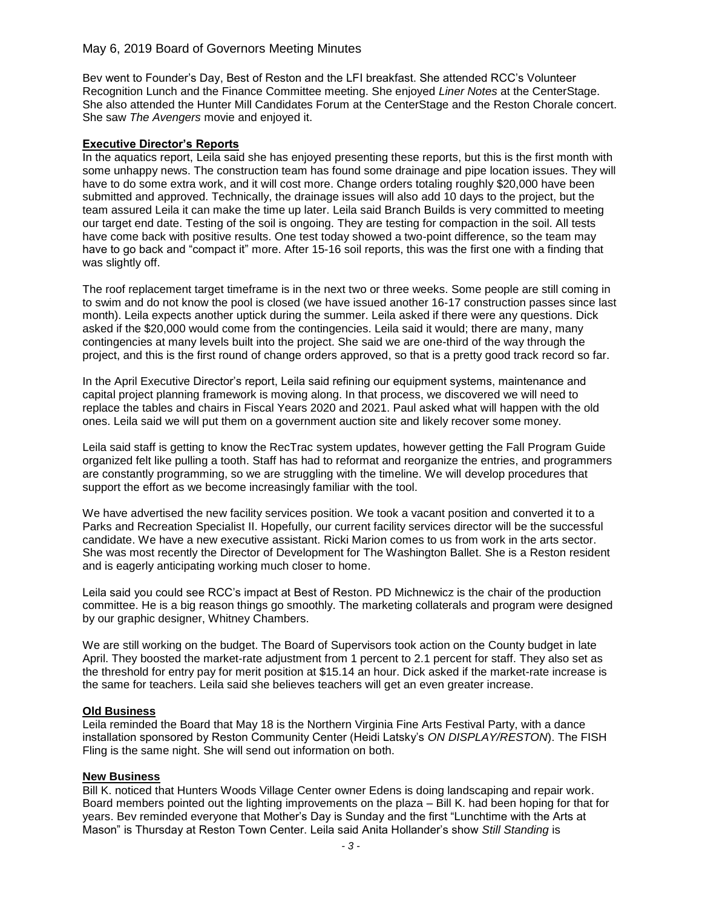Bev went to Founder's Day, Best of Reston and the LFI breakfast. She attended RCC's Volunteer Recognition Lunch and the Finance Committee meeting. She enjoyed *Liner Notes* at the CenterStage. She also attended the Hunter Mill Candidates Forum at the CenterStage and the Reston Chorale concert. She saw *The Avengers* movie and enjoyed it.

**Executive Director's Reports**

In the aquatics report, Leila said she has enjoyed presenting these reports, but this is the first month with some unhappy news. The construction team has found some drainage and pipe location issues. They will have to do some extra work, and it will cost more. Change orders totaling roughly $20,000 have been submitted and approved. Technically, the drainage issues will also add 10 days to the project, but the team assured Leila it can make the time up later. Leila said Branch Builds is very committed to meeting our target end date. Testing of the soil is ongoing. They are testing for compaction in the soil. All tests have come back with positive results. One test today showed a two-point difference, so the team may have to go back and "compact it" more. After 15-16 soil reports, this was the first one with a finding that was slightly off.

The roof replacement target timeframe is in the next two or three weeks. Some people are still coming in to swim and do not know the pool is closed (we have issued another 16-17 construction passes since last month). Leila expects another uptick during the summer. Leila asked if there were any questions. Dick asked if the $20,000 would come from the contingencies. Leila said it would; there are many, many contingencies at many levels built into the project. She said we are one-third of the way through the project, and this is the first round of change orders approved, so that is a pretty good track record so far.

In the April Executive Director's report, Leila said refining our equipment systems, maintenance and capital project planning framework is moving along. In that process, we discovered we will need to replace the tables and chairs in Fiscal Years 2020 and 2021. Paul asked what will happen with the old ones. Leila said we will put them on a government auction site and likely recover some money.

Leila said staff is getting to know the RecTrac system updates, however getting the Fall Program Guide organized felt like pulling a tooth. Staff has had to reformat and reorganize the entries, and programmers are constantly programming, so we are struggling with the timeline. We will develop procedures that support the effort as we become increasingly familiar with the tool.

We have advertised the new facility services position. We took a vacant position and converted it to a Parks and Recreation Specialist II. Hopefully, our current facility services director will be the successful candidate. We have a new executive assistant. Ricki Marion comes to us from work in the arts sector. She was most recently the Director of Development for The Washington Ballet. She is a Reston resident and is eagerly anticipating working much closer to home.

Leila said you could see RCC's impact at Best of Reston. PD Michnewicz is the chair of the production committee. He is a big reason things go smoothly. The marketing collaterals and program were designed by our graphic designer, Whitney Chambers.

We are still working on the budget. The Board of Supervisors took action on the County budget in late April. They boosted the market-rate adjustment from 1 percent to 2.1 percent for staff. They also set as the threshold for entry pay for merit position at $15.14 an hour. Dick asked if the market-rate increase is the same for teachers. Leila said she believes teachers will get an even greater increase.

**Old Business**

Leila reminded the Board that May 18 is the Northern Virginia Fine Arts Festival Party, with a dance installation sponsored by Reston Community Center (Heidi Latsky's *ON DISPLAY/RESTON*). The FISH Fling is the same night. She will send out information on both.

**New Business**

Bill K. noticed that Hunters Woods Village Center owner Edens is doing landscaping and repair work. Board members pointed out the lighting improvements on the plaza – Bill K. had been hoping for that for years. Bev reminded everyone that Mother's Day is Sunday and the first "Lunchtime with the Arts at Mason" is Thursday at Reston Town Center. Leila said Anita Hollander's show *Still Standing* is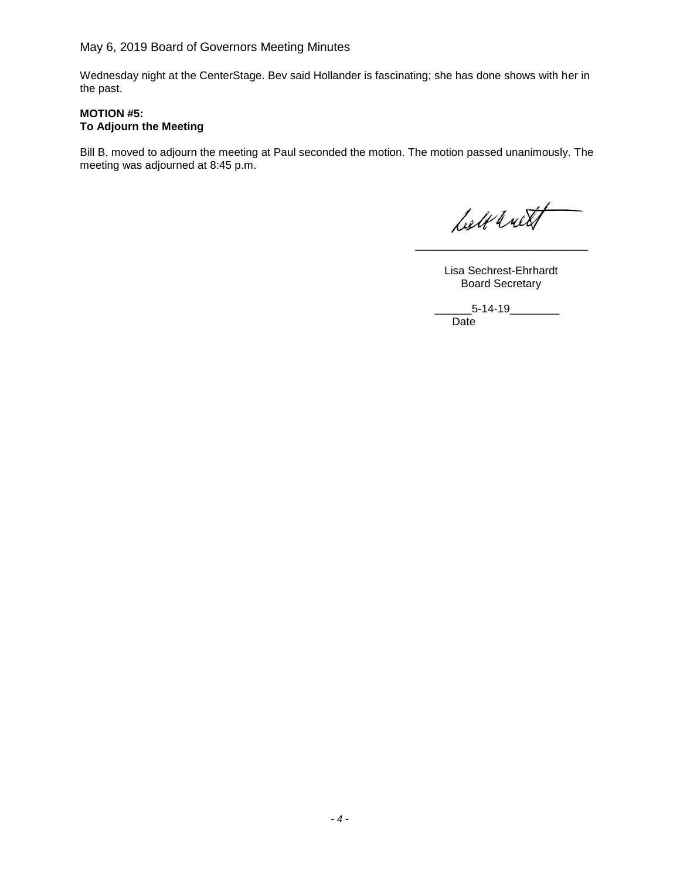Wednesday night at the CenterStage. Bev said Hollander is fascinating; she has done shows with her in the past.

**MOTION #5:**
**To Adjourn the Meeting**

Bill B. moved to adjourn the meeting at Paul seconded the motion. The motion passed unanimously. The meeting was adjourned at 8:45 p.m.

\_\_\_\_\_\_\_\_\_\_\_\_\_\_\_\_\_\_\_\_\_\_\_\_\_\_\_\_

Lisa Sechrest-Ehrhardt
Board Secretary

\_\_\_\_\_\_5-14-19\_\_\_\_\_\_\_\_
Date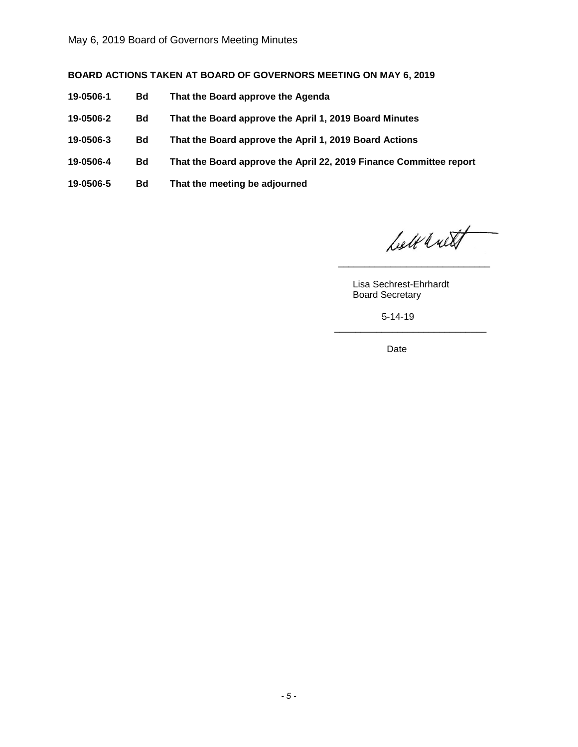**BOARD ACTIONS TAKEN AT BOARD OF GOVERNORS MEETING ON MAY 6, 2019**

| | | |
|---|---|---|
| **19-0506-1** | **Bd** | **That the Board approve the Agenda** |
| **19-0506-2** | **Bd** | **That the Board approve the April 1, 2019 Board Minutes** |
| **19-0506-3** | **Bd** | **That the Board approve the April 1, 2019 Board Actions** |
| **19-0506-4** | **Bd** | **That the Board approve the April 22, 2019 Finance Committee report** |
| **19-0506-5** | **Bd** | **That the meeting be adjourned** |

\_\_\_\_\_\_\_\_\_\_\_\_\_\_\_\_\_\_\_\_\_\_\_\_\_\_\_\_

Lisa Sechrest-Ehrhardt
Board Secretary

5-14-19
\_\_\_\_\_\_\_\_\_\_\_\_\_\_\_\_\_\_\_\_\_\_\_\_\_\_\_\_

Date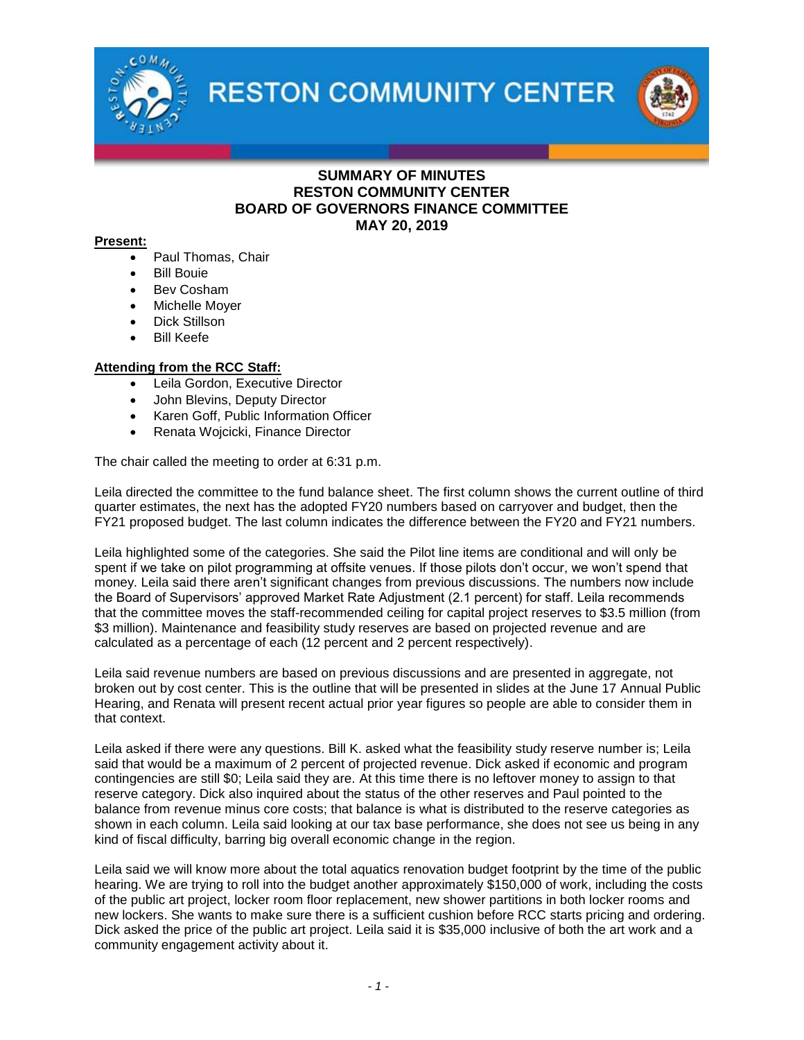**RESTON COMMUNITY CENTER**

# SUMMARY OF MINUTES
# RESTON COMMUNITY CENTER
# BOARD OF GOVERNORS FINANCE COMMITTEE
# MAY 20, 2019

**Present:**

- Paul Thomas, Chair
- Bill Bouie
- Bev Cosham
- Michelle Moyer
- Dick Stillson
- Bill Keefe

**Attending from the RCC Staff:**

- Leila Gordon, Executive Director
- John Blevins, Deputy Director
- Karen Goff, Public Information Officer
- Renata Wojcicki, Finance Director

The chair called the meeting to order at 6:31 p.m.

Leila directed the committee to the fund balance sheet. The first column shows the current outline of third quarter estimates, the next has the adopted FY20 numbers based on carryover and budget, then the FY21 proposed budget. The last column indicates the difference between the FY20 and FY21 numbers.

Leila highlighted some of the categories. She said the Pilot line items are conditional and will only be spent if we take on pilot programming at offsite venues. If those pilots don't occur, we won't spend that money. Leila said there aren't significant changes from previous discussions. The numbers now include the Board of Supervisors' approved Market Rate Adjustment (2.1 percent) for staff. Leila recommends that the committee moves the staff-recommended ceiling for capital project reserves to $3.5 million (from $3 million). Maintenance and feasibility study reserves are based on projected revenue and are calculated as a percentage of each (12 percent and 2 percent respectively).

Leila said revenue numbers are based on previous discussions and are presented in aggregate, not broken out by cost center. This is the outline that will be presented in slides at the June 17 Annual Public Hearing, and Renata will present recent actual prior year figures so people are able to consider them in that context.

Leila asked if there were any questions. Bill K. asked what the feasibility study reserve number is; Leila said that would be a maximum of 2 percent of projected revenue. Dick asked if economic and program contingencies are still $0; Leila said they are. At this time there is no leftover money to assign to that reserve category. Dick also inquired about the status of the other reserves and Paul pointed to the balance from revenue minus core costs; that balance is what is distributed to the reserve categories as shown in each column. Leila said looking at our tax base performance, she does not see us being in any kind of fiscal difficulty, barring big overall economic change in the region.

Leila said we will know more about the total aquatics renovation budget footprint by the time of the public hearing. We are trying to roll into the budget another approximately $150,000 of work, including the costs of the public art project, locker room floor replacement, new shower partitions in both locker rooms and new lockers. She wants to make sure there is a sufficient cushion before RCC starts pricing and ordering. Dick asked the price of the public art project. Leila said it is $35,000 inclusive of both the art work and a community engagement activity about it.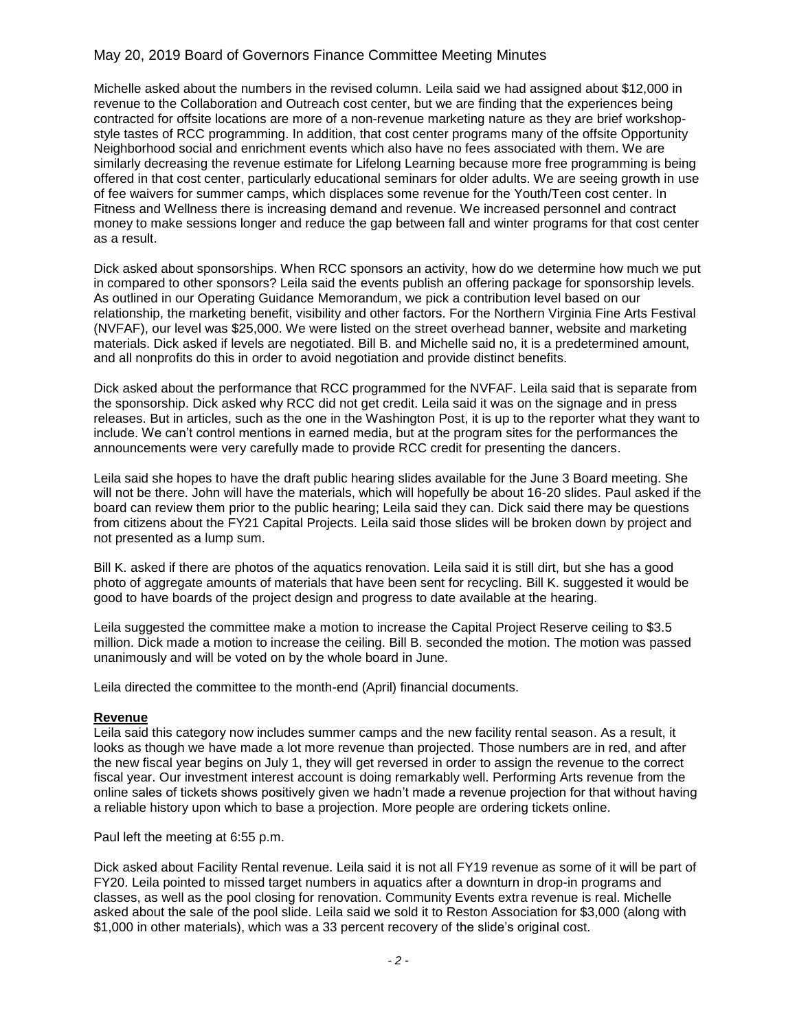Michelle asked about the numbers in the revised column. Leila said we had assigned about $12,000 in revenue to the Collaboration and Outreach cost center, but we are finding that the experiences being contracted for offsite locations are more of a non-revenue marketing nature as they are brief workshop-style tastes of RCC programming. In addition, that cost center programs many of the offsite Opportunity Neighborhood social and enrichment events which also have no fees associated with them. We are similarly decreasing the revenue estimate for Lifelong Learning because more free programming is being offered in that cost center, particularly educational seminars for older adults. We are seeing growth in use of fee waivers for summer camps, which displaces some revenue for the Youth/Teen cost center. In Fitness and Wellness there is increasing demand and revenue. We increased personnel and contract money to make sessions longer and reduce the gap between fall and winter programs for that cost center as a result.

Dick asked about sponsorships. When RCC sponsors an activity, how do we determine how much we put in compared to other sponsors? Leila said the events publish an offering package for sponsorship levels. As outlined in our Operating Guidance Memorandum, we pick a contribution level based on our relationship, the marketing benefit, visibility and other factors. For the Northern Virginia Fine Arts Festival (NVFAF), our level was $25,000. We were listed on the street overhead banner, website and marketing materials. Dick asked if levels are negotiated. Bill B. and Michelle said no, it is a predetermined amount, and all nonprofits do this in order to avoid negotiation and provide distinct benefits.

Dick asked about the performance that RCC programmed for the NVFAF. Leila said that is separate from the sponsorship. Dick asked why RCC did not get credit. Leila said it was on the signage and in press releases. But in articles, such as the one in the Washington Post, it is up to the reporter what they want to include. We can't control mentions in earned media, but at the program sites for the performances the announcements were very carefully made to provide RCC credit for presenting the dancers.

Leila said she hopes to have the draft public hearing slides available for the June 3 Board meeting. She will not be there. John will have the materials, which will hopefully be about 16-20 slides. Paul asked if the board can review them prior to the public hearing; Leila said they can. Dick said there may be questions from citizens about the FY21 Capital Projects. Leila said those slides will be broken down by project and not presented as a lump sum.

Bill K. asked if there are photos of the aquatics renovation. Leila said it is still dirt, but she has a good photo of aggregate amounts of materials that have been sent for recycling. Bill K. suggested it would be good to have boards of the project design and progress to date available at the hearing.

Leila suggested the committee make a motion to increase the Capital Project Reserve ceiling to $3.5 million. Dick made a motion to increase the ceiling. Bill B. seconded the motion. The motion was passed unanimously and will be voted on by the whole board in June.

Leila directed the committee to the month-end (April) financial documents.

**Revenue**

Leila said this category now includes summer camps and the new facility rental season. As a result, it looks as though we have made a lot more revenue than projected. Those numbers are in red, and after the new fiscal year begins on July 1, they will get reversed in order to assign the revenue to the correct fiscal year. Our investment interest account is doing remarkably well. Performing Arts revenue from the online sales of tickets shows positively given we hadn't made a revenue projection for that without having a reliable history upon which to base a projection. More people are ordering tickets online.

Paul left the meeting at 6:55 p.m.

Dick asked about Facility Rental revenue. Leila said it is not all FY19 revenue as some of it will be part of FY20. Leila pointed to missed target numbers in aquatics after a downturn in drop-in programs and classes, as well as the pool closing for renovation. Community Events extra revenue is real. Michelle asked about the sale of the pool slide. Leila said we sold it to Reston Association for $3,000 (along with $1,000 in other materials), which was a 33 percent recovery of the slide's original cost.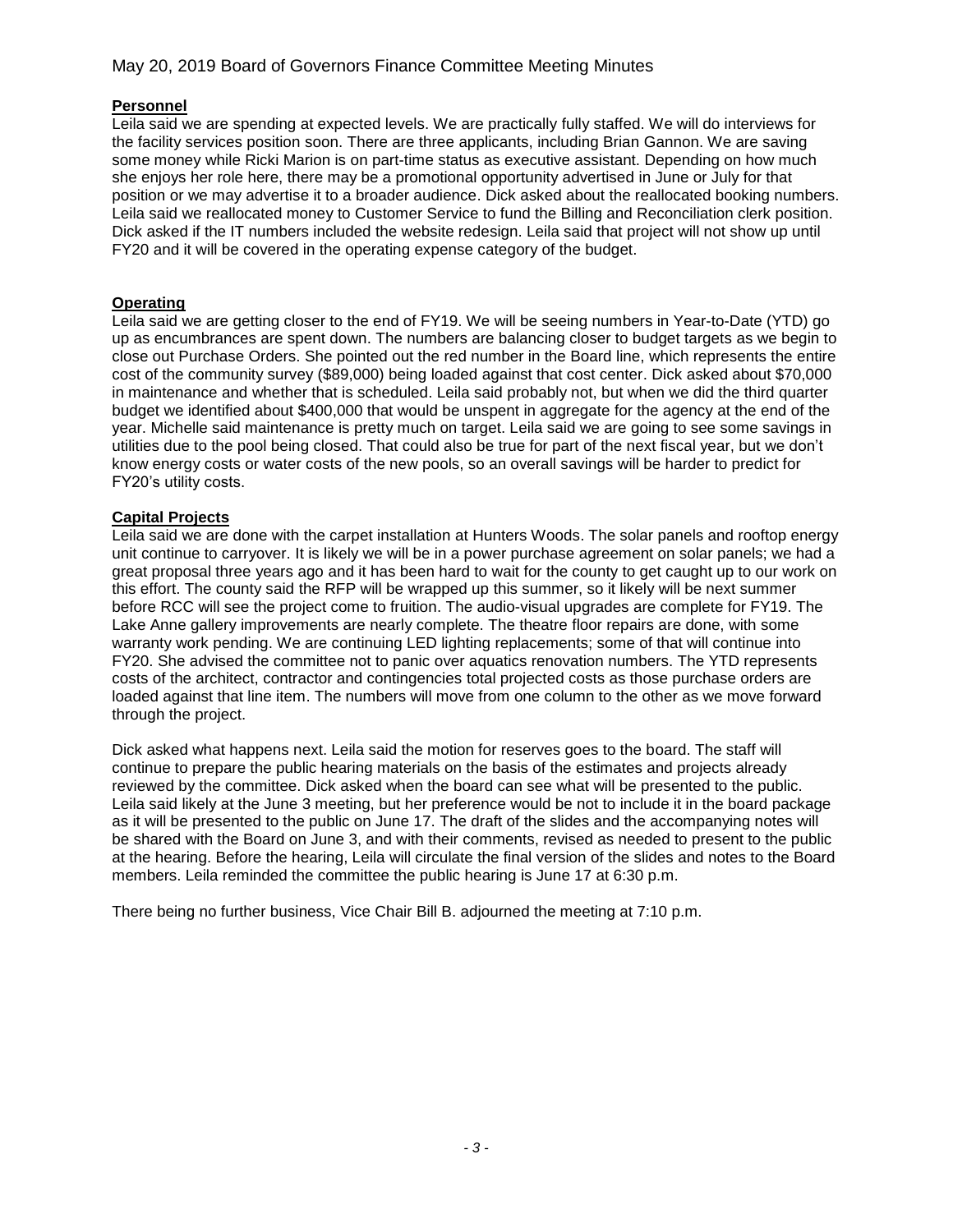**Personnel**

Leila said we are spending at expected levels. We are practically fully staffed. We will do interviews for the facility services position soon. There are three applicants, including Brian Gannon. We are saving some money while Ricki Marion is on part-time status as executive assistant. Depending on how much she enjoys her role here, there may be a promotional opportunity advertised in June or July for that position or we may advertise it to a broader audience. Dick asked about the reallocated booking numbers. Leila said we reallocated money to Customer Service to fund the Billing and Reconciliation clerk position. Dick asked if the IT numbers included the website redesign. Leila said that project will not show up until FY20 and it will be covered in the operating expense category of the budget.

**Operating**

Leila said we are getting closer to the end of FY19. We will be seeing numbers in Year-to-Date (YTD) go up as encumbrances are spent down. The numbers are balancing closer to budget targets as we begin to close out Purchase Orders. She pointed out the red number in the Board line, which represents the entire cost of the community survey ($89,000) being loaded against that cost center. Dick asked about $70,000 in maintenance and whether that is scheduled. Leila said probably not, but when we did the third quarter budget we identified about $400,000 that would be unspent in aggregate for the agency at the end of the year. Michelle said maintenance is pretty much on target. Leila said we are going to see some savings in utilities due to the pool being closed. That could also be true for part of the next fiscal year, but we don't know energy costs or water costs of the new pools, so an overall savings will be harder to predict for FY20's utility costs.

**Capital Projects**

Leila said we are done with the carpet installation at Hunters Woods. The solar panels and rooftop energy unit continue to carryover. It is likely we will be in a power purchase agreement on solar panels; we had a great proposal three years ago and it has been hard to wait for the county to get caught up to our work on this effort. The county said the RFP will be wrapped up this summer, so it likely will be next summer before RCC will see the project come to fruition. The audio-visual upgrades are complete for FY19. The Lake Anne gallery improvements are nearly complete. The theatre floor repairs are done, with some warranty work pending. We are continuing LED lighting replacements; some of that will continue into FY20. She advised the committee not to panic over aquatics renovation numbers. The YTD represents costs of the architect, contractor and contingencies total projected costs as those purchase orders are loaded against that line item. The numbers will move from one column to the other as we move forward through the project.

Dick asked what happens next. Leila said the motion for reserves goes to the board. The staff will continue to prepare the public hearing materials on the basis of the estimates and projects already reviewed by the committee. Dick asked when the board can see what will be presented to the public. Leila said likely at the June 3 meeting, but her preference would be not to include it in the board package as it will be presented to the public on June 17. The draft of the slides and the accompanying notes will be shared with the Board on June 3, and with their comments, revised as needed to present to the public at the hearing. Before the hearing, Leila will circulate the final version of the slides and notes to the Board members. Leila reminded the committee the public hearing is June 17 at 6:30 p.m.

There being no further business, Vice Chair Bill B. adjourned the meeting at 7:10 p.m.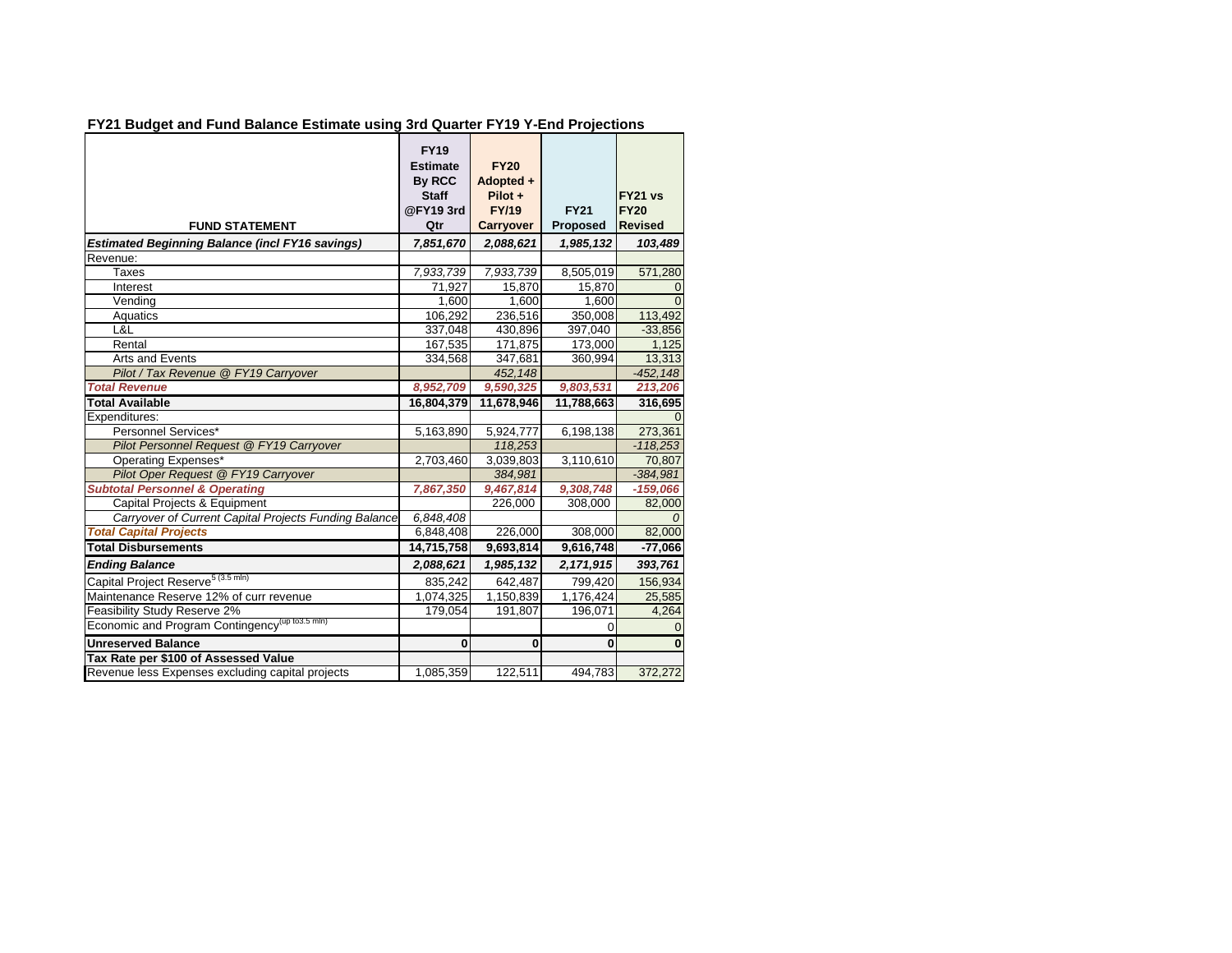## FY21 Budget and Fund Balance Estimate using 3rd Quarter FY19 Y-End Projections

| FUND STATEMENT | FY19 Estimate By RCC Staff @FY19 3rd Qtr | FY20 Adopted + Pilot + FY/19 Carryover | FY21 Proposed | FY21 vs FY20 Revised |
|---|---|---|---|---|
| ***Estimated Beginning Balance (incl FY16 savings)*** | ***7,851,670*** | ***2,088,621*** | ***1,985,132*** | ***103,489*** |
| Revenue: | | | | |
| Taxes | *7,933,739* | *7,933,739* | 8,505,019 | 571,280 |
| Interest | 71,927 | 15,870 | 15,870 | 0 |
| Vending | 1,600 | 1,600 | 1,600 | 0 |
| Aquatics | 106,292 | 236,516 | 350,008 | 113,492 |
| L&L | 337,048 | 430,896 | 397,040 | -33,856 |
| Rental | 167,535 | 171,875 | 173,000 | 1,125 |
| Arts and Events | 334,568 | 347,681 | 360,994 | 13,313 |
| *Pilot / Tax Revenue @ FY19 Carryover* | | *452,148* | | *-452,148* |
| ***Total Revenue*** | ***8,952,709*** | ***9,590,325*** | ***9,803,531*** | ***213,206*** |
| **Total Available** | **16,804,379** | **11,678,946** | **11,788,663** | **316,695** |
| Expenditures: | | | | 0 |
| Personnel Services* | 5,163,890 | 5,924,777 | 6,198,138 | 273,361 |
| *Pilot Personnel Request @ FY19 Carryover* | | *118,253* | | *-118,253* |
| Operating Expenses* | 2,703,460 | 3,039,803 | 3,110,610 | 70,807 |
| *Pilot Oper Request @ FY19 Carryover* | | *384,981* | | *-384,981* |
| ***Subtotal Personnel & Operating*** | ***7,867,350*** | ***9,467,814*** | ***9,308,748*** | ***-159,066*** |
| Capital Projects & Equipment | | 226,000 | 308,000 | 82,000 |
| *Carryover of Current Capital Projects Funding Balance* | *6,848,408* | | | *0* |
| ***Total Capital Projects*** | 6,848,408 | 226,000 | 308,000 | 82,000 |
| **Total Disbursements** | **14,715,758** | **9,693,814** | **9,616,748** | **-77,066** |
| ***Ending Balance*** | ***2,088,621*** | ***1,985,132*** | ***2,171,915*** | ***393,761*** |
| Capital Project Reserve[5 (3.5 mln)] | 835,242 | 642,487 | 799,420 | 156,934 |
| Maintenance Reserve 12% of curr revenue | 1,074,325 | 1,150,839 | 1,176,424 | 25,585 |
| Feasibility Study Reserve 2% | 179,054 | 191,807 | 196,071 | 4,264 |
| Economic and Program Contingency[(up to3.5 mln)] | | | 0 | 0 |
| **Unreserved Balance** | **0** | **0** | **0** | **0** |
| **Tax Rate per $100 of Assessed Value** | | | | |
| Revenue less Expenses excluding capital projects | 1,085,359 | 122,511 | 494,783 | 372,272 |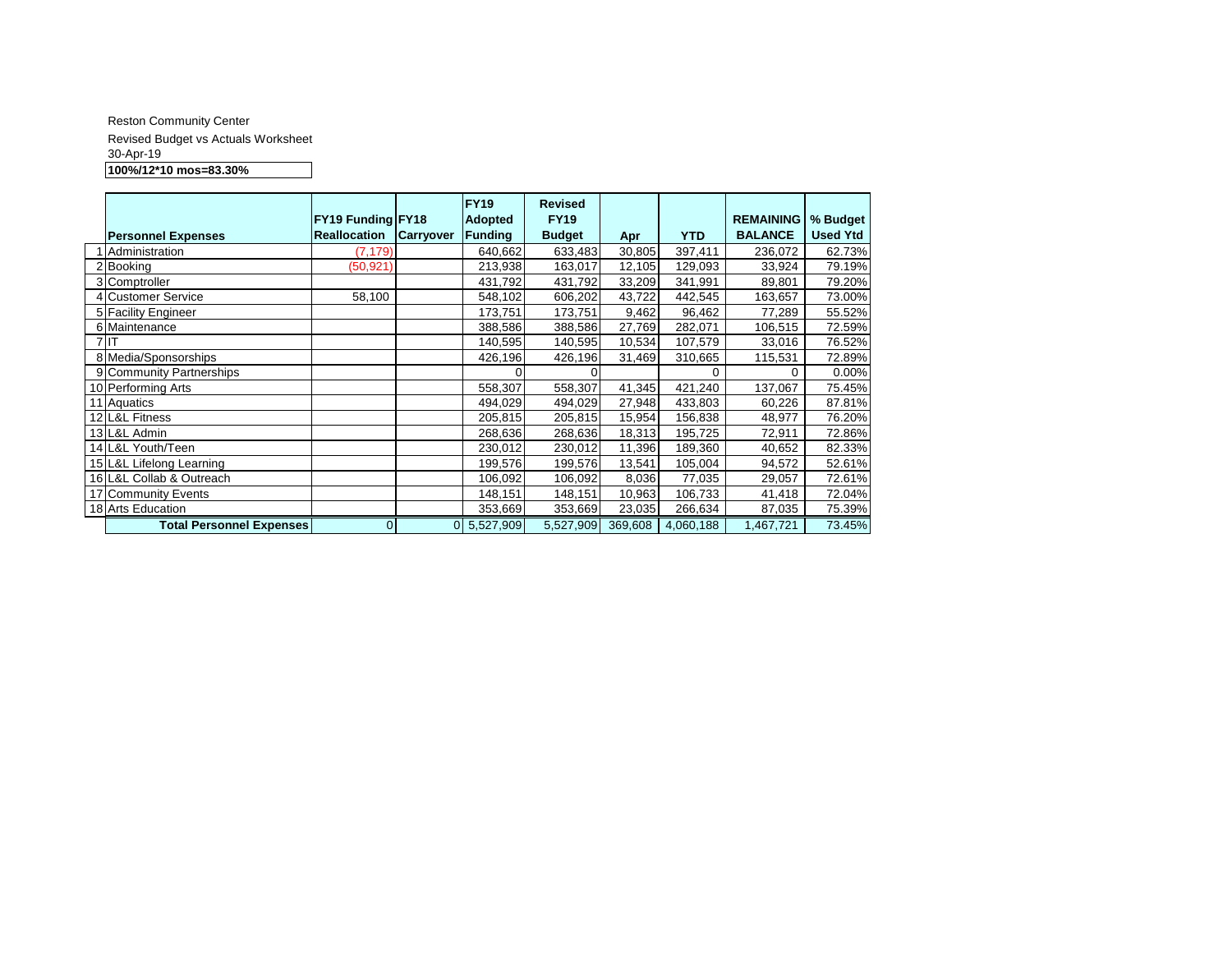Reston Community Center

Revised Budget vs Actuals Worksheet

30-Apr-19

**100%/12*10 mos=83.30%**

| | Personnel Expenses | FY19 Funding Reallocation | FY18 Carryover | FY19 Adopted Funding | Revised FY19 Budget | Apr | YTD | REMAINING BALANCE | % Budget Used Ytd |
|---|---|---|---|---|---|---|---|---|---|
| 1 | Administration | (7,179) | | 640,662 | 633,483 | 30,805 | 397,411 | 236,072 | 62.73% |
| 2 | Booking | (50,921) | | 213,938 | 163,017 | 12,105 | 129,093 | 33,924 | 79.19% |
| 3 | Comptroller | | | 431,792 | 431,792 | 33,209 | 341,991 | 89,801 | 79.20% |
| 4 | Customer Service | 58,100 | | 548,102 | 606,202 | 43,722 | 442,545 | 163,657 | 73.00% |
| 5 | Facility Engineer | | | 173,751 | 173,751 | 9,462 | 96,462 | 77,289 | 55.52% |
| 6 | Maintenance | | | 388,586 | 388,586 | 27,769 | 282,071 | 106,515 | 72.59% |
| 7 | IT | | | 140,595 | 140,595 | 10,534 | 107,579 | 33,016 | 76.52% |
| 8 | Media/Sponsorships | | | 426,196 | 426,196 | 31,469 | 310,665 | 115,531 | 72.89% |
| 9 | Community Partnerships | | | 0 | 0 | | 0 | 0 | 0.00% |
| 10 | Performing Arts | | | 558,307 | 558,307 | 41,345 | 421,240 | 137,067 | 75.45% |
| 11 | Aquatics | | | 494,029 | 494,029 | 27,948 | 433,803 | 60,226 | 87.81% |
| 12 | L&L Fitness | | | 205,815 | 205,815 | 15,954 | 156,838 | 48,977 | 76.20% |
| 13 | L&L Admin | | | 268,636 | 268,636 | 18,313 | 195,725 | 72,911 | 72.86% |
| 14 | L&L Youth/Teen | | | 230,012 | 230,012 | 11,396 | 189,360 | 40,652 | 82.33% |
| 15 | L&L Lifelong Learning | | | 199,576 | 199,576 | 13,541 | 105,004 | 94,572 | 52.61% |
| 16 | L&L Collab & Outreach | | | 106,092 | 106,092 | 8,036 | 77,035 | 29,057 | 72.61% |
| 17 | Community Events | | | 148,151 | 148,151 | 10,963 | 106,733 | 41,418 | 72.04% |
| 18 | Arts Education | | | 353,669 | 353,669 | 23,035 | 266,634 | 87,035 | 75.39% |
| | **Total Personnel Expenses** | 0 | 0 | 5,527,909 | 5,527,909 | 369,608 | 4,060,188 | 1,467,721 | 73.45% |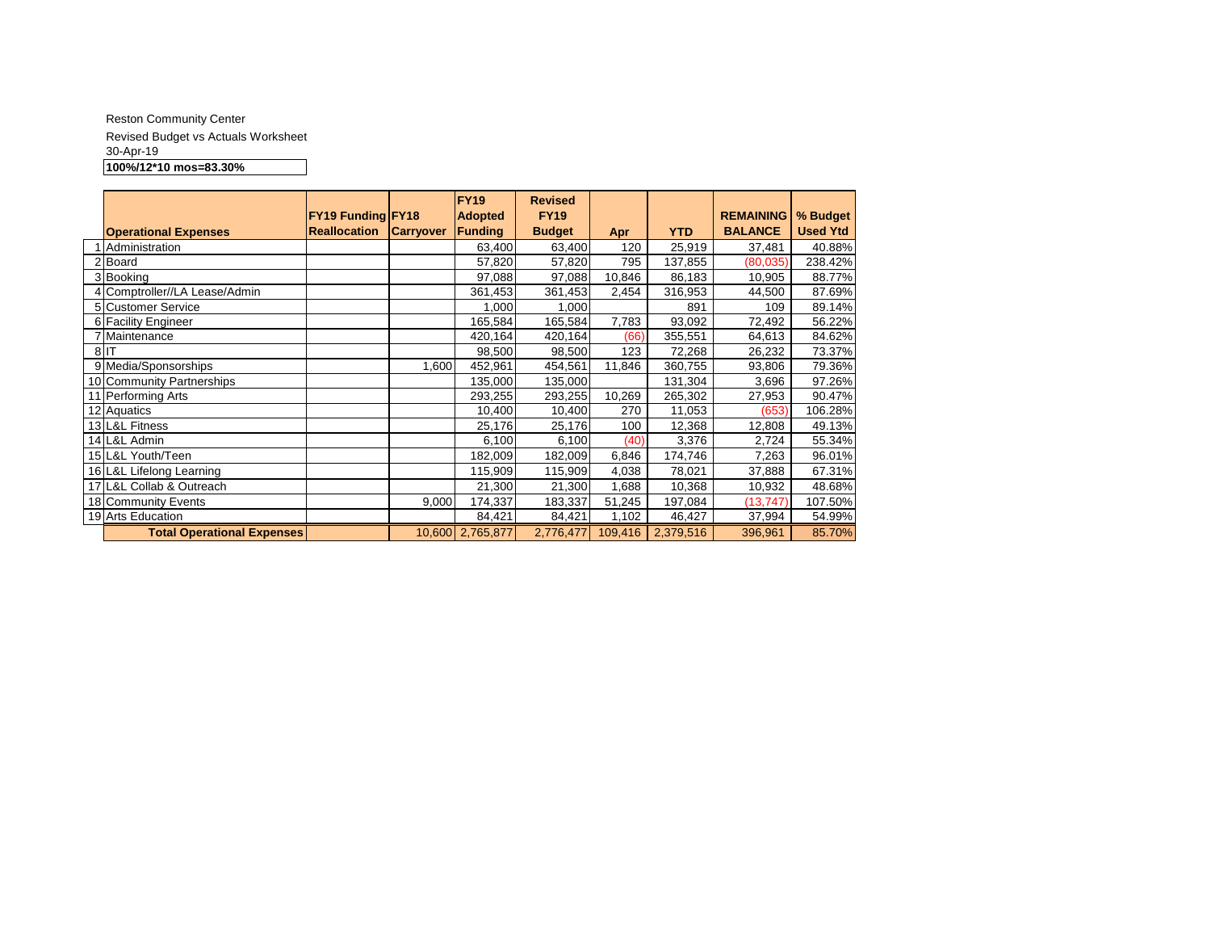Reston Community Center

Revised Budget vs Actuals Worksheet

30-Apr-19

**100%/12*10 mos=83.30%**

| | Operational Expenses | FY19 Funding Reallocation | FY18 Carryover | FY19 Adopted Funding | Revised FY19 Budget | Apr | YTD | REMAINING BALANCE | % Budget Used Ytd |
|---|---|---|---|---|---|---|---|---|---|
| 1 | Administration | | | 63,400 | 63,400 | 120 | 25,919 | 37,481 | 40.88% |
| 2 | Board | | | 57,820 | 57,820 | 795 | 137,855 | (80,035) | 238.42% |
| 3 | Booking | | | 97,088 | 97,088 | 10,846 | 86,183 | 10,905 | 88.77% |
| 4 | Comptroller//LA Lease/Admin | | | 361,453 | 361,453 | 2,454 | 316,953 | 44,500 | 87.69% |
| 5 | Customer Service | | | 1,000 | 1,000 | | 891 | 109 | 89.14% |
| 6 | Facility Engineer | | | 165,584 | 165,584 | 7,783 | 93,092 | 72,492 | 56.22% |
| 7 | Maintenance | | | 420,164 | 420,164 | (66) | 355,551 | 64,613 | 84.62% |
| 8 | IT | | | 98,500 | 98,500 | 123 | 72,268 | 26,232 | 73.37% |
| 9 | Media/Sponsorships | | 1,600 | 452,961 | 454,561 | 11,846 | 360,755 | 93,806 | 79.36% |
| 10 | Community Partnerships | | | 135,000 | 135,000 | | 131,304 | 3,696 | 97.26% |
| 11 | Performing Arts | | | 293,255 | 293,255 | 10,269 | 265,302 | 27,953 | 90.47% |
| 12 | Aquatics | | | 10,400 | 10,400 | 270 | 11,053 | (653) | 106.28% |
| 13 | L&L Fitness | | | 25,176 | 25,176 | 100 | 12,368 | 12,808 | 49.13% |
| 14 | L&L Admin | | | 6,100 | 6,100 | (40) | 3,376 | 2,724 | 55.34% |
| 15 | L&L Youth/Teen | | | 182,009 | 182,009 | 6,846 | 174,746 | 7,263 | 96.01% |
| 16 | L&L Lifelong Learning | | | 115,909 | 115,909 | 4,038 | 78,021 | 37,888 | 67.31% |
| 17 | L&L Collab & Outreach | | | 21,300 | 21,300 | 1,688 | 10,368 | 10,932 | 48.68% |
| 18 | Community Events | | 9,000 | 174,337 | 183,337 | 51,245 | 197,084 | (13,747) | 107.50% |
| 19 | Arts Education | | | 84,421 | 84,421 | 1,102 | 46,427 | 37,994 | 54.99% |
| | **Total Operational Expenses** | | 10,600 | 2,765,877 | 2,776,477 | 109,416 | 2,379,516 | 396,961 | 85.70% |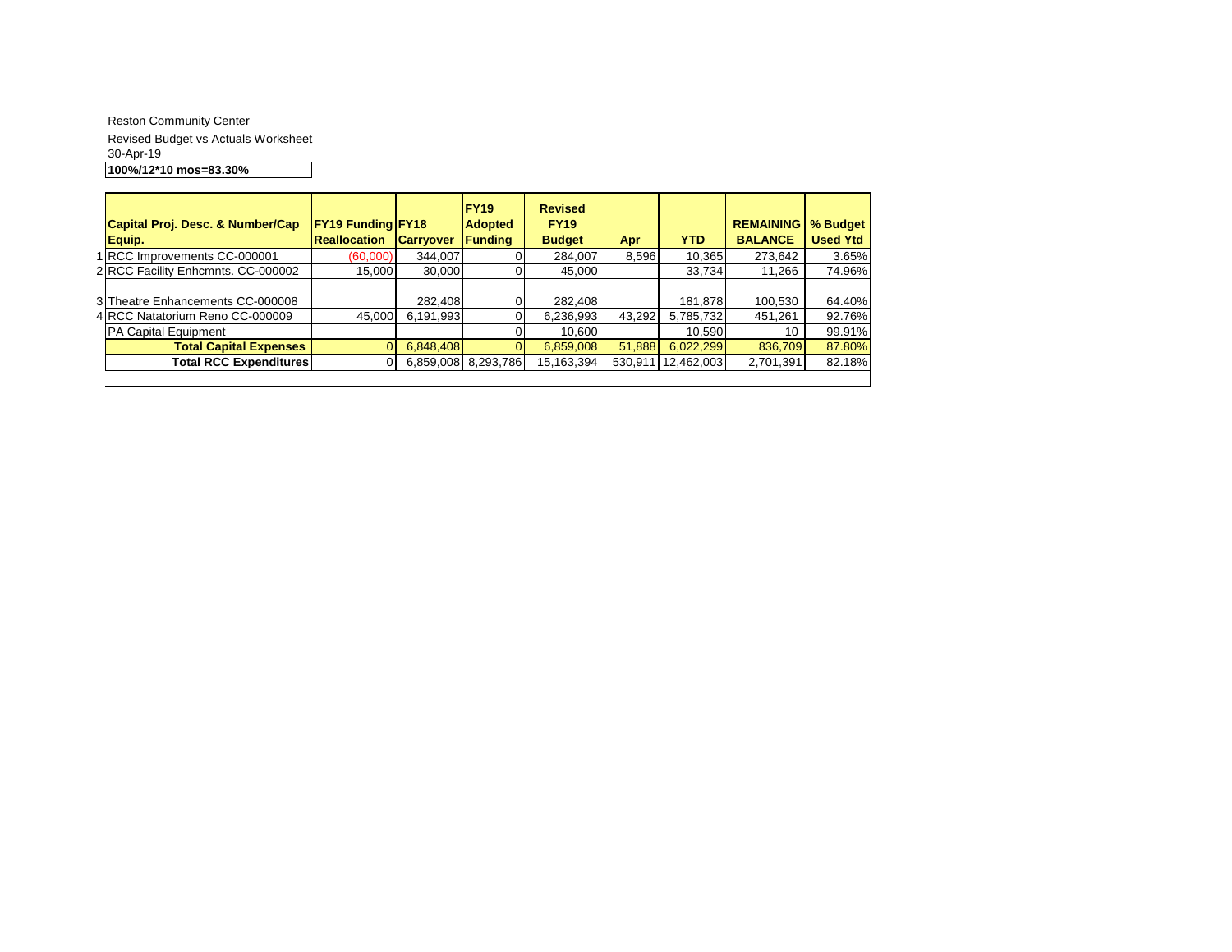Reston Community Center

Revised Budget vs Actuals Worksheet

30-Apr-19

**100%/12*10 mos=83.30%**

| | Capital Proj. Desc. & Number/Cap Equip. | FY19 Funding Reallocation | FY18 Carryover | FY19 Adopted Funding | Revised FY19 Budget | Apr | YTD | REMAINING BALANCE | % Budget Used Ytd |
|---|---|---|---|---|---|---|---|---|---|
| 1 | RCC Improvements CC-000001 | (60,000) | 344,007 | 0 | 284,007 | 8,596 | 10,365 | 273,642 | 3.65% |
| 2 | RCC Facility Enhcmnts. CC-000002 | 15,000 | 30,000 | 0 | 45,000 | | 33,734 | 11,266 | 74.96% |
| 3 | Theatre Enhancements CC-000008 | | 282,408 | 0 | 282,408 | | 181,878 | 100,530 | 64.40% |
| 4 | RCC Natatorium Reno CC-000009 | 45,000 | 6,191,993 | 0 | 6,236,993 | 43,292 | 5,785,732 | 451,261 | 92.76% |
| | PA Capital Equipment | | | 0 | 10,600 | | 10,590 | 10 | 99.91% |
| | **Total Capital Expenses** | 0 | 6,848,408 | 0 | 6,859,008 | 51,888 | 6,022,299 | 836,709 | 87.80% |
| | **Total RCC Expenditures** | 0 | 6,859,008 | 8,293,786 | 15,163,394 | 530,911 | 12,462,003 | 2,701,391 | 82.18% |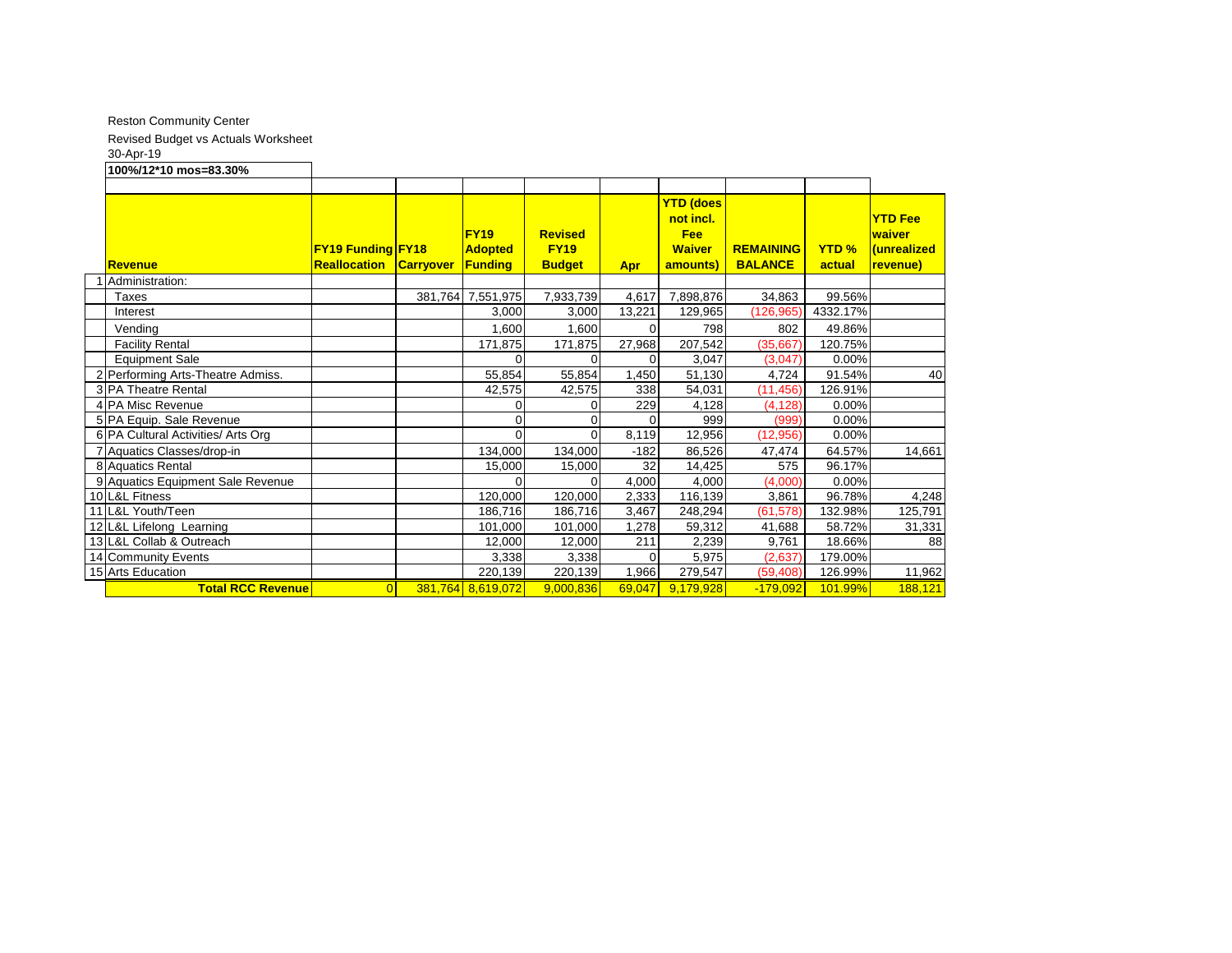Reston Community Center

Revised Budget vs Actuals Worksheet

30-Apr-19

**100%/12*10 mos=83.30%**

| | Revenue | FY19 Funding Reallocation | FY18 Carryover | FY19 Adopted Funding | Revised FY19 Budget | Apr | YTD (does not incl. Fee Waiver amounts) | REMAINING BALANCE | YTD % actual | YTD Fee waiver (unrealized revenue) |
|---|---|---|---|---|---|---|---|---|---|---|
| 1 | Administration: | | | | | | | | | |
| | Taxes | | 381,764 | 7,551,975 | 7,933,739 | 4,617 | 7,898,876 | 34,863 | 99.56% | |
| | Interest | | | 3,000 | 3,000 | 13,221 | 129,965 | (126,965) | 4332.17% | |
| | Vending | | | 1,600 | 1,600 | 0 | 798 | 802 | 49.86% | |
| | Facility Rental | | | 171,875 | 171,875 | 27,968 | 207,542 | (35,667) | 120.75% | |
| | Equipment Sale | | | 0 | 0 | 0 | 3,047 | (3,047) | 0.00% | |
| 2 | Performing Arts-Theatre Admiss. | | | 55,854 | 55,854 | 1,450 | 51,130 | 4,724 | 91.54% | 40 |
| 3 | PA Theatre Rental | | | 42,575 | 42,575 | 338 | 54,031 | (11,456) | 126.91% | |
| 4 | PA Misc Revenue | | | 0 | 0 | 229 | 4,128 | (4,128) | 0.00% | |
| 5 | PA Equip. Sale Revenue | | | 0 | 0 | 0 | 999 | (999) | 0.00% | |
| 6 | PA Cultural Activities/ Arts Org | | | 0 | 0 | 8,119 | 12,956 | (12,956) | 0.00% | |
| 7 | Aquatics Classes/drop-in | | | 134,000 | 134,000 | -182 | 86,526 | 47,474 | 64.57% | 14,661 |
| 8 | Aquatics Rental | | | 15,000 | 15,000 | 32 | 14,425 | 575 | 96.17% | |
| 9 | Aquatics Equipment Sale Revenue | | | 0 | 0 | 4,000 | 4,000 | (4,000) | 0.00% | |
| 10 | L&L Fitness | | | 120,000 | 120,000 | 2,333 | 116,139 | 3,861 | 96.78% | 4,248 |
| 11 | L&L Youth/Teen | | | 186,716 | 186,716 | 3,467 | 248,294 | (61,578) | 132.98% | 125,791 |
| 12 | L&L Lifelong Learning | | | 101,000 | 101,000 | 1,278 | 59,312 | 41,688 | 58.72% | 31,331 |
| 13 | L&L Collab & Outreach | | | 12,000 | 12,000 | 211 | 2,239 | 9,761 | 18.66% | 88 |
| 14 | Community Events | | | 3,338 | 3,338 | 0 | 5,975 | (2,637) | 179.00% | |
| 15 | Arts Education | | | 220,139 | 220,139 | 1,966 | 279,547 | (59,408) | 126.99% | 11,962 |
| | **Total RCC Revenue** | 0 | 381,764 | 8,619,072 | 9,000,836 | 69,047 | 9,179,928 | -179,092 | 101.99% | 188,121 |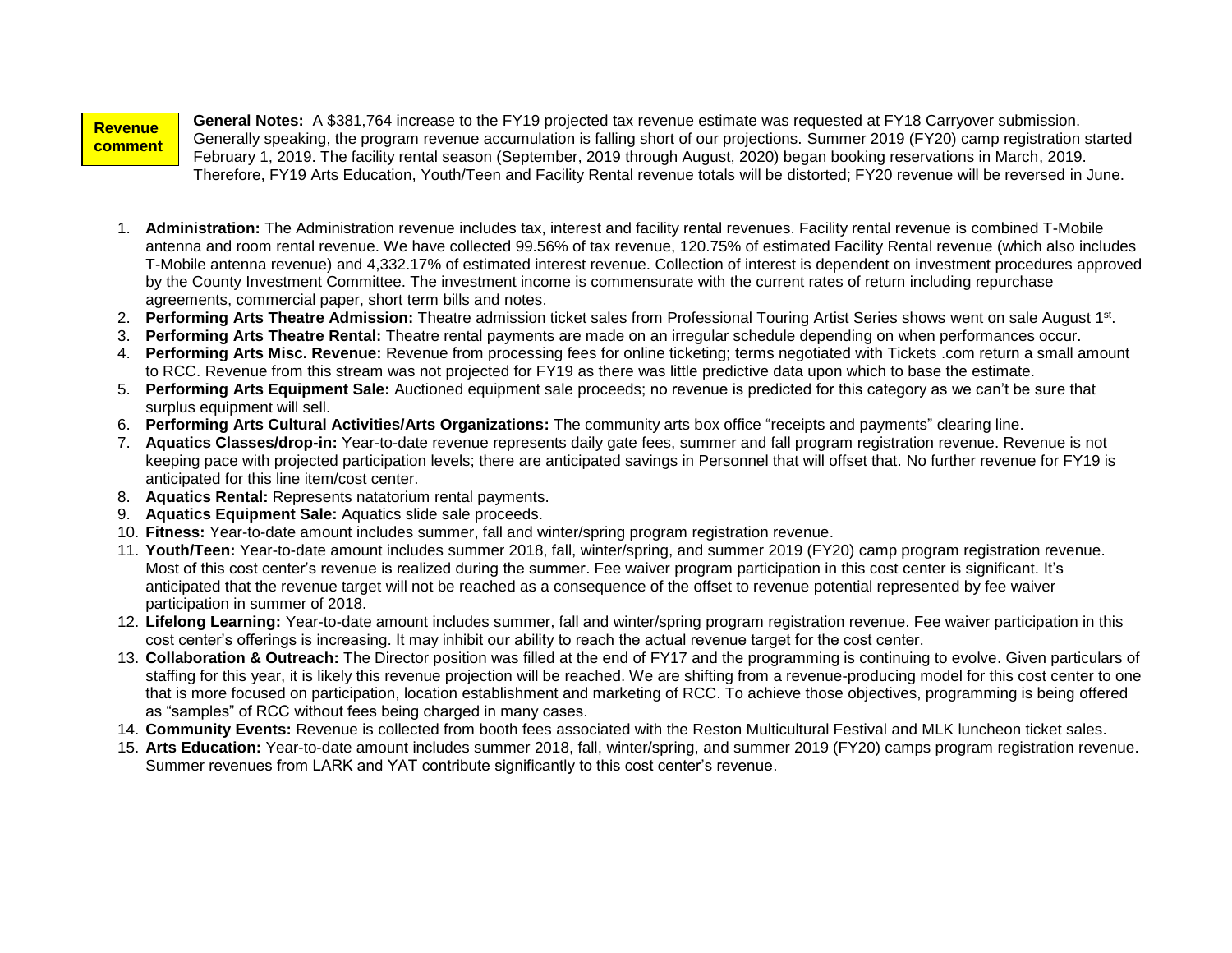**Revenue comment**

**General Notes:** A $381,764 increase to the FY19 projected tax revenue estimate was requested at FY18 Carryover submission. Generally speaking, the program revenue accumulation is falling short of our projections. Summer 2019 (FY20) camp registration started February 1, 2019. The facility rental season (September, 2019 through August, 2020) began booking reservations in March, 2019. Therefore, FY19 Arts Education, Youth/Teen and Facility Rental revenue totals will be distorted; FY20 revenue will be reversed in June.

1. **Administration:** The Administration revenue includes tax, interest and facility rental revenues. Facility rental revenue is combined T-Mobile antenna and room rental revenue. We have collected 99.56% of tax revenue, 120.75% of estimated Facility Rental revenue (which also includes T-Mobile antenna revenue) and 4,332.17% of estimated interest revenue. Collection of interest is dependent on investment procedures approved by the County Investment Committee. The investment income is commensurate with the current rates of return including repurchase agreements, commercial paper, short term bills and notes.
2. **Performing Arts Theatre Admission:** Theatre admission ticket sales from Professional Touring Artist Series shows went on sale August 1st.
3. **Performing Arts Theatre Rental:** Theatre rental payments are made on an irregular schedule depending on when performances occur.
4. **Performing Arts Misc. Revenue:** Revenue from processing fees for online ticketing; terms negotiated with Tickets .com return a small amount to RCC. Revenue from this stream was not projected for FY19 as there was little predictive data upon which to base the estimate.
5. **Performing Arts Equipment Sale:** Auctioned equipment sale proceeds; no revenue is predicted for this category as we can't be sure that surplus equipment will sell.
6. **Performing Arts Cultural Activities/Arts Organizations:** The community arts box office "receipts and payments" clearing line.
7. **Aquatics Classes/drop-in:** Year-to-date revenue represents daily gate fees, summer and fall program registration revenue. Revenue is not keeping pace with projected participation levels; there are anticipated savings in Personnel that will offset that. No further revenue for FY19 is anticipated for this line item/cost center.
8. **Aquatics Rental:** Represents natatorium rental payments.
9. **Aquatics Equipment Sale:** Aquatics slide sale proceeds.
10. **Fitness:** Year-to-date amount includes summer, fall and winter/spring program registration revenue.
11. **Youth/Teen:** Year-to-date amount includes summer 2018, fall, winter/spring, and summer 2019 (FY20) camp program registration revenue. Most of this cost center's revenue is realized during the summer. Fee waiver program participation in this cost center is significant. It's anticipated that the revenue target will not be reached as a consequence of the offset to revenue potential represented by fee waiver participation in summer of 2018.
12. **Lifelong Learning:** Year-to-date amount includes summer, fall and winter/spring program registration revenue. Fee waiver participation in this cost center's offerings is increasing. It may inhibit our ability to reach the actual revenue target for the cost center.
13. **Collaboration & Outreach:** The Director position was filled at the end of FY17 and the programming is continuing to evolve. Given particulars of staffing for this year, it is likely this revenue projection will be reached. We are shifting from a revenue-producing model for this cost center to one that is more focused on participation, location establishment and marketing of RCC. To achieve those objectives, programming is being offered as "samples" of RCC without fees being charged in many cases.
14. **Community Events:** Revenue is collected from booth fees associated with the Reston Multicultural Festival and MLK luncheon ticket sales.
15. **Arts Education:** Year-to-date amount includes summer 2018, fall, winter/spring, and summer 2019 (FY20) camps program registration revenue. Summer revenues from LARK and YAT contribute significantly to this cost center's revenue.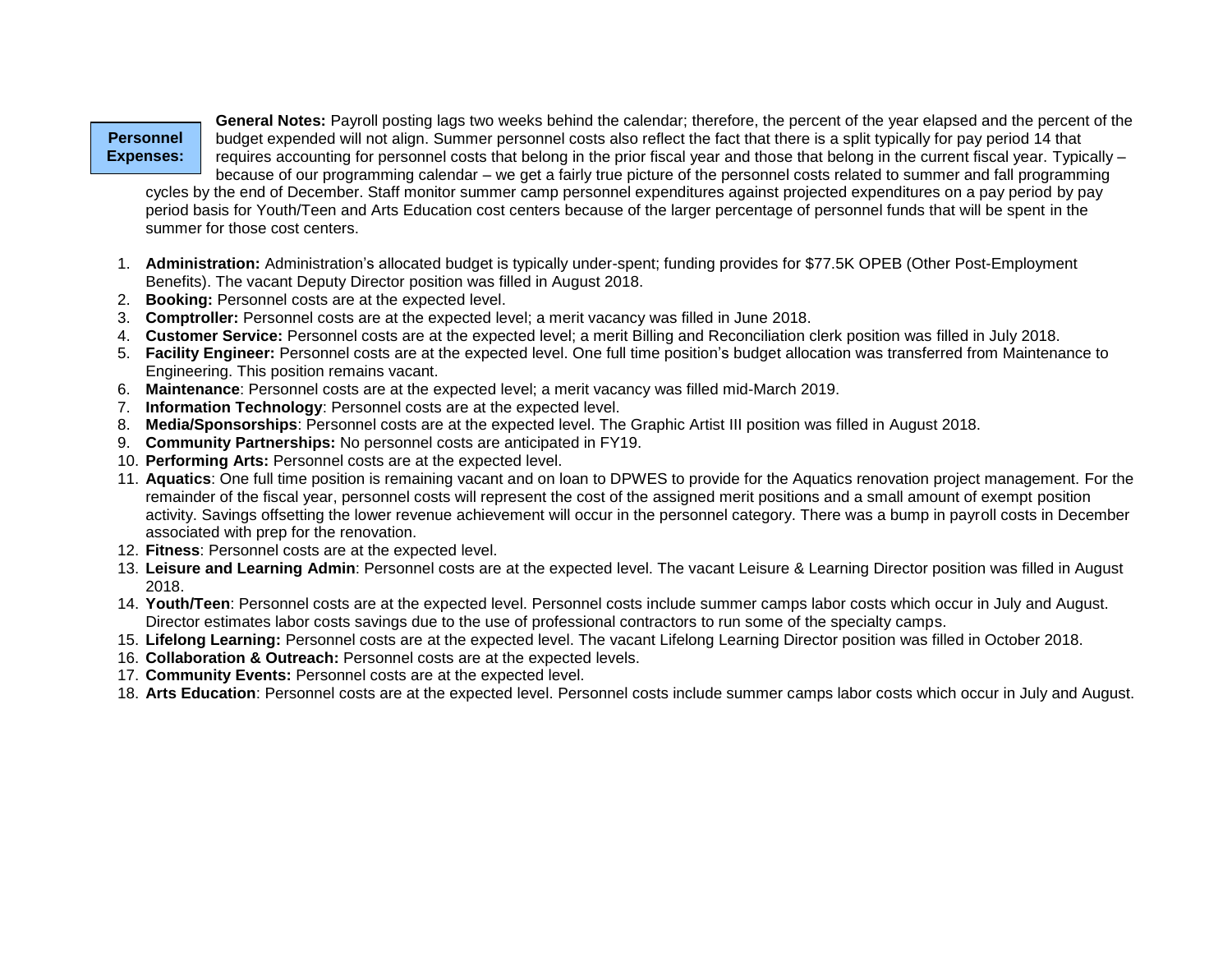**Personnel Expenses:**

**General Notes:** Payroll posting lags two weeks behind the calendar; therefore, the percent of the year elapsed and the percent of the budget expended will not align. Summer personnel costs also reflect the fact that there is a split typically for pay period 14 that requires accounting for personnel costs that belong in the prior fiscal year and those that belong in the current fiscal year. Typically – because of our programming calendar – we get a fairly true picture of the personnel costs related to summer and fall programming cycles by the end of December. Staff monitor summer camp personnel expenditures against projected expenditures on a pay period by pay period basis for Youth/Teen and Arts Education cost centers because of the larger percentage of personnel funds that will be spent in the summer for those cost centers.

1. **Administration:** Administration's allocated budget is typically under-spent; funding provides for $77.5K OPEB (Other Post-Employment Benefits). The vacant Deputy Director position was filled in August 2018.
2. **Booking:** Personnel costs are at the expected level.
3. **Comptroller:** Personnel costs are at the expected level; a merit vacancy was filled in June 2018.
4. **Customer Service:** Personnel costs are at the expected level; a merit Billing and Reconciliation clerk position was filled in July 2018.
5. **Facility Engineer:** Personnel costs are at the expected level. One full time position's budget allocation was transferred from Maintenance to Engineering. This position remains vacant.
6. **Maintenance**: Personnel costs are at the expected level; a merit vacancy was filled mid-March 2019.
7. **Information Technology**: Personnel costs are at the expected level.
8. **Media/Sponsorships**: Personnel costs are at the expected level. The Graphic Artist III position was filled in August 2018.
9. **Community Partnerships:** No personnel costs are anticipated in FY19.
10. **Performing Arts:** Personnel costs are at the expected level.
11. **Aquatics**: One full time position is remaining vacant and on loan to DPWES to provide for the Aquatics renovation project management. For the remainder of the fiscal year, personnel costs will represent the cost of the assigned merit positions and a small amount of exempt position activity. Savings offsetting the lower revenue achievement will occur in the personnel category. There was a bump in payroll costs in December associated with prep for the renovation.
12. **Fitness**: Personnel costs are at the expected level.
13. **Leisure and Learning Admin**: Personnel costs are at the expected level. The vacant Leisure & Learning Director position was filled in August 2018.
14. **Youth/Teen**: Personnel costs are at the expected level. Personnel costs include summer camps labor costs which occur in July and August. Director estimates labor costs savings due to the use of professional contractors to run some of the specialty camps.
15. **Lifelong Learning:** Personnel costs are at the expected level. The vacant Lifelong Learning Director position was filled in October 2018.
16. **Collaboration & Outreach:** Personnel costs are at the expected levels.
17. **Community Events:** Personnel costs are at the expected level.
18. **Arts Education**: Personnel costs are at the expected level. Personnel costs include summer camps labor costs which occur in July and August.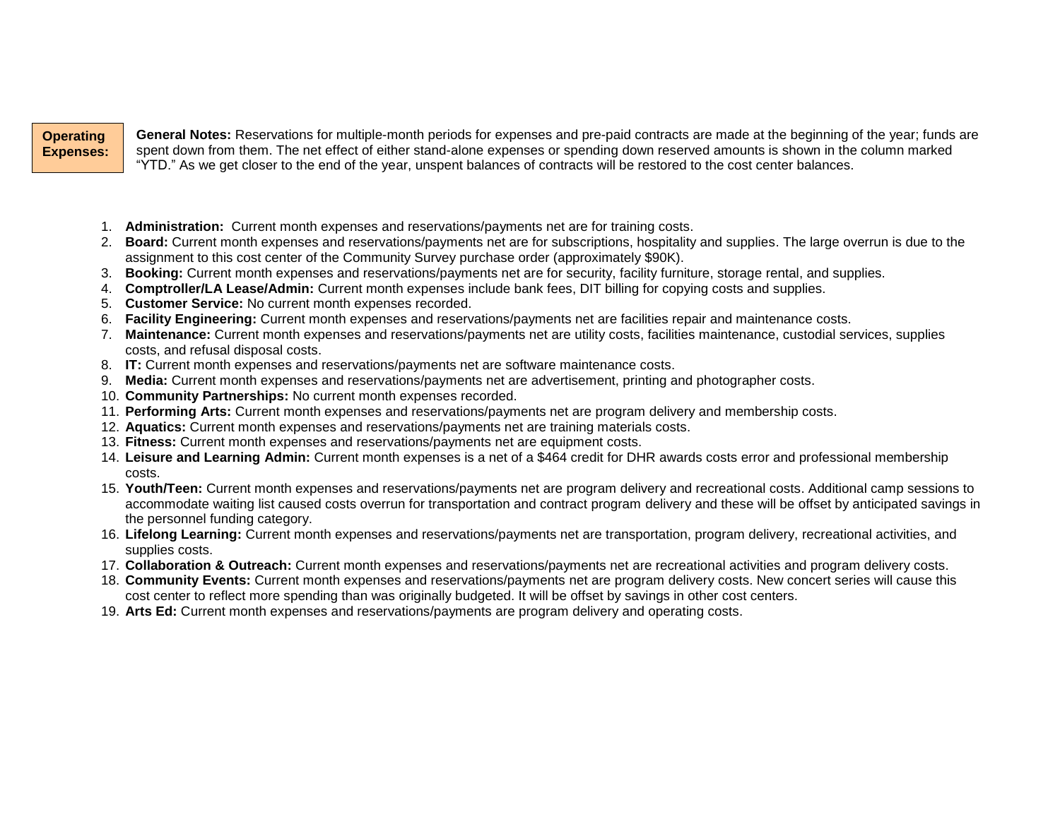**Operating Expenses:**

**General Notes:** Reservations for multiple-month periods for expenses and pre-paid contracts are made at the beginning of the year; funds are spent down from them. The net effect of either stand-alone expenses or spending down reserved amounts is shown in the column marked "YTD." As we get closer to the end of the year, unspent balances of contracts will be restored to the cost center balances.

1. **Administration:** Current month expenses and reservations/payments net are for training costs.
2. **Board:** Current month expenses and reservations/payments net are for subscriptions, hospitality and supplies. The large overrun is due to the assignment to this cost center of the Community Survey purchase order (approximately $90K).
3. **Booking:** Current month expenses and reservations/payments net are for security, facility furniture, storage rental, and supplies.
4. **Comptroller/LA Lease/Admin:** Current month expenses include bank fees, DIT billing for copying costs and supplies.
5. **Customer Service:** No current month expenses recorded.
6. **Facility Engineering:** Current month expenses and reservations/payments net are facilities repair and maintenance costs.
7. **Maintenance:** Current month expenses and reservations/payments net are utility costs, facilities maintenance, custodial services, supplies costs, and refusal disposal costs.
8. **IT:** Current month expenses and reservations/payments net are software maintenance costs.
9. **Media:** Current month expenses and reservations/payments net are advertisement, printing and photographer costs.
10. **Community Partnerships:** No current month expenses recorded.
11. **Performing Arts:** Current month expenses and reservations/payments net are program delivery and membership costs.
12. **Aquatics:** Current month expenses and reservations/payments net are training materials costs.
13. **Fitness:** Current month expenses and reservations/payments net are equipment costs.
14. **Leisure and Learning Admin:** Current month expenses is a net of a $464 credit for DHR awards costs error and professional membership costs.
15. **Youth/Teen:** Current month expenses and reservations/payments net are program delivery and recreational costs. Additional camp sessions to accommodate waiting list caused costs overrun for transportation and contract program delivery and these will be offset by anticipated savings in the personnel funding category.
16. **Lifelong Learning:** Current month expenses and reservations/payments net are transportation, program delivery, recreational activities, and supplies costs.
17. **Collaboration & Outreach:** Current month expenses and reservations/payments net are recreational activities and program delivery costs.
18. **Community Events:** Current month expenses and reservations/payments net are program delivery costs. New concert series will cause this cost center to reflect more spending than was originally budgeted. It will be offset by savings in other cost centers.
19. **Arts Ed:** Current month expenses and reservations/payments are program delivery and operating costs.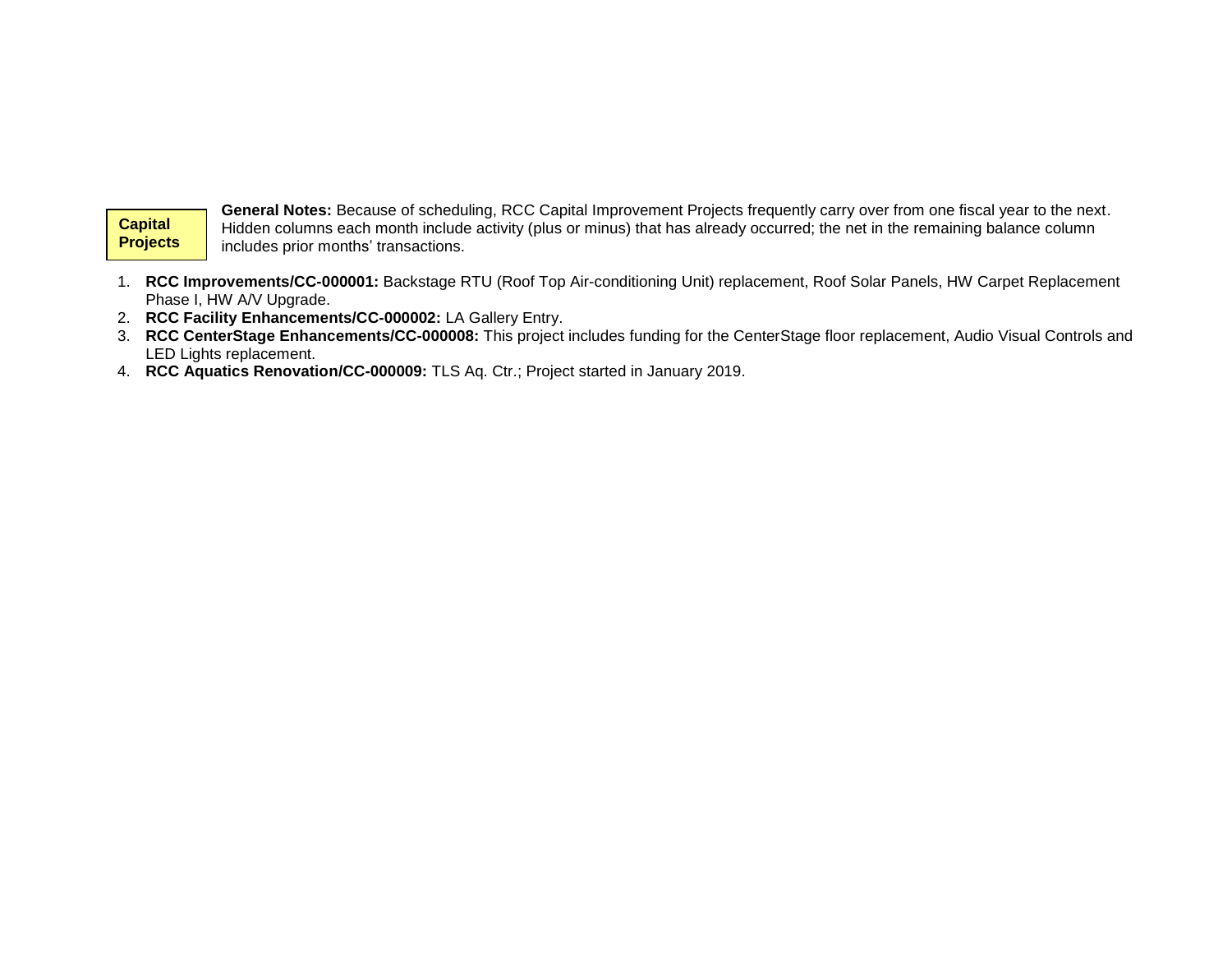**Capital Projects**

**General Notes:** Because of scheduling, RCC Capital Improvement Projects frequently carry over from one fiscal year to the next. Hidden columns each month include activity (plus or minus) that has already occurred; the net in the remaining balance column includes prior months' transactions.

1. **RCC Improvements/CC-000001:** Backstage RTU (Roof Top Air-conditioning Unit) replacement, Roof Solar Panels, HW Carpet Replacement Phase I, HW A/V Upgrade.
2. **RCC Facility Enhancements/CC-000002:** LA Gallery Entry.
3. **RCC CenterStage Enhancements/CC-000008:** This project includes funding for the CenterStage floor replacement, Audio Visual Controls and LED Lights replacement.
4. **RCC Aquatics Renovation/CC-000009:** TLS Aq. Ctr.; Project started in January 2019.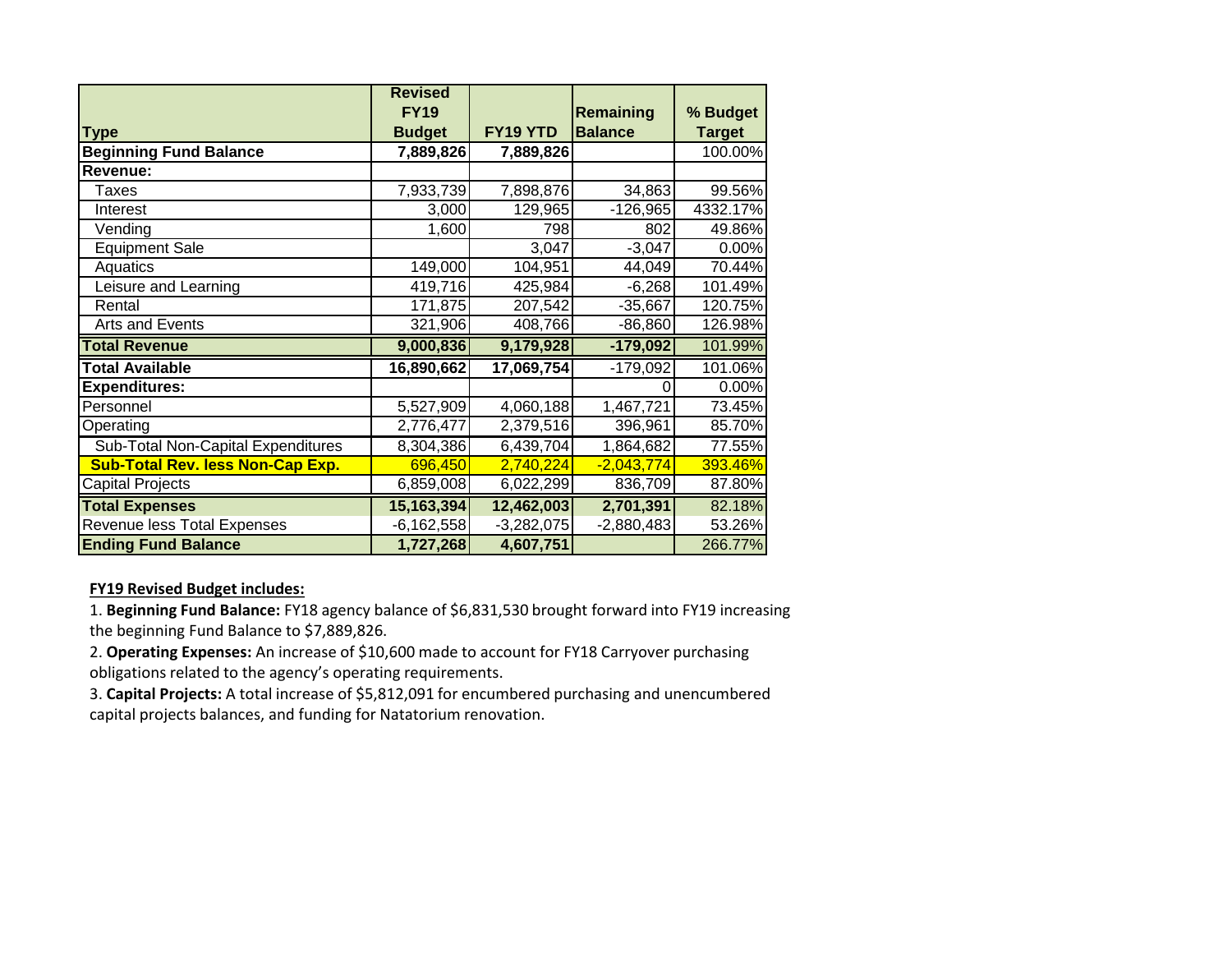| Type | Revised FY19 Budget | FY19 YTD | Remaining Balance | % Budget Target |
|---|---|---|---|---|
| **Beginning Fund Balance** | **7,889,826** | **7,889,826** | | 100.00% |
| **Revenue:** | | | | |
| Taxes | 7,933,739 | 7,898,876 | 34,863 | 99.56% |
| Interest | 3,000 | 129,965 | -126,965 | 4332.17% |
| Vending | 1,600 | 798 | 802 | 49.86% |
| Equipment Sale | | 3,047 | -3,047 | 0.00% |
| Aquatics | 149,000 | 104,951 | 44,049 | 70.44% |
| Leisure and Learning | 419,716 | 425,984 | -6,268 | 101.49% |
| Rental | 171,875 | 207,542 | -35,667 | 120.75% |
| Arts and Events | 321,906 | 408,766 | -86,860 | 126.98% |
| **Total Revenue** | **9,000,836** | **9,179,928** | **-179,092** | 101.99% |
| **Total Available** | **16,890,662** | **17,069,754** | -179,092 | 101.06% |
| **Expenditures:** | | | 0 | 0.00% |
| Personnel | 5,527,909 | 4,060,188 | 1,467,721 | 73.45% |
| Operating | 2,776,477 | 2,379,516 | 396,961 | 85.70% |
| Sub-Total Non-Capital Expenditures | 8,304,386 | 6,439,704 | 1,864,682 | 77.55% |
| **Sub-Total Rev. less Non-Cap Exp.** | 696,450 | 2,740,224 | -2,043,774 | 393.46% |
| Capital Projects | 6,859,008 | 6,022,299 | 836,709 | 87.80% |
| **Total Expenses** | **15,163,394** | **12,462,003** | **2,701,391** | 82.18% |
| Revenue less Total Expenses | -6,162,558 | -3,282,075 | -2,880,483 | 53.26% |
| **Ending Fund Balance** | **1,727,268** | **4,607,751** | | 266.77% |

**FY19 Revised Budget includes:**

1. **Beginning Fund Balance:** FY18 agency balance of $6,831,530 brought forward into FY19 increasing the beginning Fund Balance to $7,889,826.
2. **Operating Expenses:** An increase of $10,600 made to account for FY18 Carryover purchasing obligations related to the agency's operating requirements.
3. **Capital Projects:** A total increase of $5,812,091 for encumbered purchasing and unencumbered capital projects balances, and funding for Natatorium renovation.